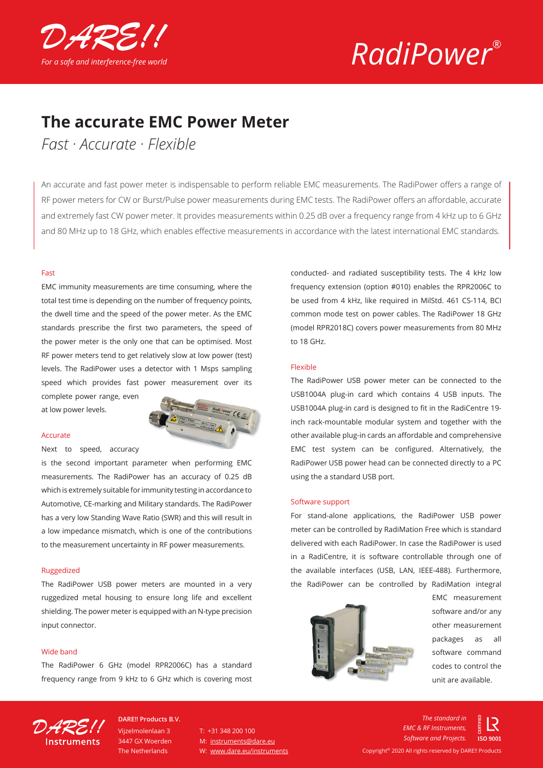DARE!!

*For a safe and interference-free world*

*RadiPower®*

# The accurate EMC Power Meter

*Fast · Accurate · Flexible*

An accurate and fast power meter is indispensable to perform reliable EMC measurements. The RadiPower offers a range of RF power meters for CW or Burst/Pulse power measurements during EMC tests. The RadiPower offers an affordable, accurate and extremely fast CW power meter. It provides measurements within 0.25 dB over a frequency range from 4 kHz up to 6 GHz and 80 MHz up to 18 GHz, which enables effective measurements in accordance with the latest international EMC standards.

#### Fast

EMC immunity measurements are time consuming, where the total test time is depending on the number of frequency points, the dwell time and the speed of the power meter. As the EMC standards prescribe the first two parameters, the speed of the power meter is the only one that can be optimised. Most RF power meters tend to get relatively slow at low power (test) levels. The RadiPower uses a detector with 1 Msps sampling speed which provides fast power measurement over its complete power range, even at low power levels.

#### Accurate

Next to speed, accuracy is the second important parameter when performing EMC measurements. The RadiPower has an accuracy of 0.25 dB which is extremely suitable for immunity testing in accordance to Automotive, CE-marking and Military standards. The RadiPower has a very low Standing Wave Ratio (SWR) and this will result in a low impedance mismatch, which is one of the contributions to the measurement uncertainty in RF power measurements.

#### Ruggedized

The RadiPower USB power meters are mounted in a very ruggedized metal housing to ensure long life and excellent shielding. The power meter is equipped with an N-type precision input connector.

#### Wide band

The RadiPower 6 GHz (model RPR2006C) has a standard frequency range from 9 kHz to 6 GHz which is covering most conducted- and radiated susceptibility tests. The 4 kHz low frequency extension (option #010) enables the RPR2006C to be used from 4 kHz, like required in MilStd. 461 CS-114, BCI common mode test on power cables. The RadiPower 18 GHz (model RPR2018C) covers power measurements from 80 MHz to 18 GHz.

#### Flexible

The RadiPower USB power meter can be connected to the USB1004A plug-in card which contains 4 USB inputs. The USB1004A plug-in card is designed to fit in the RadiCentre 19-inch rack-mountable modular system and together with the other available plug-in cards an affordable and comprehensive EMC test system can be configured. Alternatively, the RadiPower USB power head can be connected directly to a PC using the a standard USB port.

#### Software support

For stand-alone applications, the RadiPower USB power meter can be controlled by RadiMation Free which is standard delivered with each RadiPower. In case the RadiPower is used in a RadiCentre, it is software controllable through one of the available interfaces (USB, LAN, IEEE-488). Furthermore, the RadiPower can be controlled by RadiMation integral EMC measurement software and/or any other measurement packages as all software command codes to control the unit are available.

**DARE!! Products B.V.**
Vijzelmolenlaan 3
3447 GX Woerden
The Netherlands

T: +31 348 200 100
M: instruments@dare.eu
W: www.dare.eu/instruments

*The standard in EMC & RF Instruments, Software and Projects.*

ISO 9001

Copyright© 2020 All rights reserved by DARE!! Products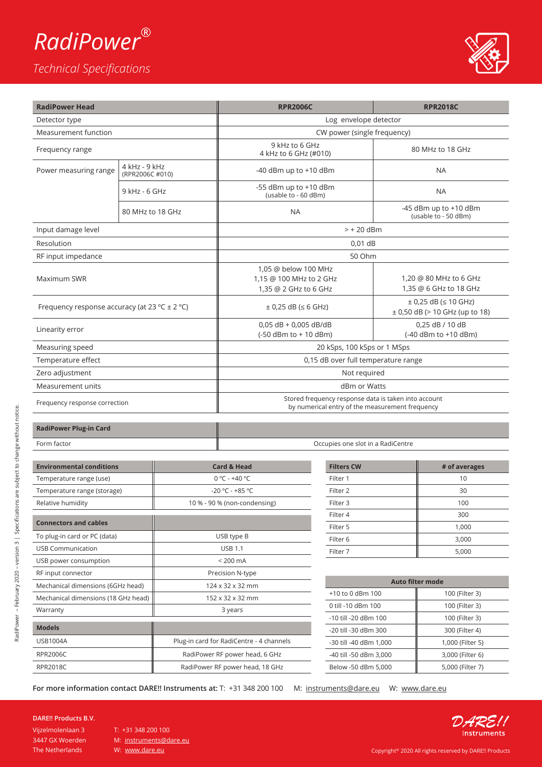# RadiPower®

*Technical Specifications*

| RadiPower Head | | RPR2006C | RPR2018C |
|---|---|---|---|
| Detector type | | Log envelope detector | |
| Measurement function | | CW power (single frequency) | |
| Frequency range | | 9 kHz to 6 GHz<br>4 kHz to 6 GHz (#010) | 80 MHz to 18 GHz |
| Power measuring range | 4 kHz - 9 kHz (RPR2006C #010) | -40 dBm up to +10 dBm | NA |
| | 9 kHz - 6 GHz | -55 dBm up to +10 dBm (usable to - 60 dBm) | NA |
| | 80 MHz to 18 GHz | NA | -45 dBm up to +10 dBm (usable to - 50 dBm) |
| Input damage level | | > + 20 dBm | |
| Resolution | | 0,01 dB | |
| RF input impedance | | 50 Ohm | |
| Maximum SWR | | 1,05 @ below 100 MHz<br>1,15 @ 100 MHz to 2 GHz<br>1,35 @ 2 GHz to 6 GHz | 1,20 @ 80 MHz to 6 GHz<br>1,35 @ 6 GHz to 18 GHz |
| Frequency response accuracy (at 23 °C ± 2 °C) | | ± 0,25 dB (≤ 6 GHz) | ± 0,25 dB (≤ 10 GHz)<br>± 0,50 dB (> 10 GHz (up to 18) |
| Linearity error | | 0,05 dB + 0,005 dB/dB<br>(-50 dBm to + 10 dBm) | 0,25 dB / 10 dB<br>(-40 dBm to +10 dBm) |
| Measuring speed | | 20 kSps, 100 kSps or 1 MSps | |
| Temperature effect | | 0,15 dB over full temperature range | |
| Zero adjustment | | Not required | |
| Measurement units | | dBm or Watts | |
| Frequency response correction | | Stored frequency response data is taken into account by numerical entry of the measurement frequency | |

| RadiPower Plug-in Card | |
|---|---|
| Form factor | Occupies one slot in a RadiCentre |

| Environmental conditions | Card & Head |
|---|---|
| Temperature range (use) | 0 °C - +40 °C |
| Temperature range (storage) | -20 °C - +85 °C |
| Relative humidity | 10 % - 90 % (non-condensing) |

| Connectors and cables | |
|---|---|
| To plug-in card or PC (data) | USB type B |
| USB Communication | USB 1.1 |
| USB power consumption | < 200 mA |
| RF input connector | Precision N-type |
| Mechanical dimensions (6GHz head) | 124 x 32 x 32 mm |
| Mechanical dimensions (18 GHz head) | 152 x 32 x 32 mm |
| Warranty | 3 years |

| Models | |
|---|---|
| USB1004A | Plug-in card for RadiCentre - 4 channels |
| RPR2006C | RadiPower RF power head, 6 GHz |
| RPR2018C | RadiPower RF power head, 18 GHz |

| Filters CW | # of averages |
|---|---|
| Filter 1 | 10 |
| Filter 2 | 30 |
| Filter 3 | 100 |
| Filter 4 | 300 |
| Filter 5 | 1,000 |
| Filter 6 | 3,000 |
| Filter 7 | 5,000 |

| Auto filter mode | |
|---|---|
| +10 to 0 dBm 100 | 100 (Filter 3) |
| 0 till -10 dBm 100 | 100 (Filter 3) |
| -10 till -20 dBm 100 | 100 (Filter 3) |
| -20 till -30 dBm 300 | 300 (Filter 4) |
| -30 till -40 dBm 1,000 | 1,000 (Filter 5) |
| -40 till -50 dBm 3,000 | 3,000 (Filter 6) |
| Below -50 dBm 5,000 | 5,000 (Filter 7) |

**For more information contact DARE!! Instruments at:** T: +31 348 200 100 M: instruments@dare.eu W: www.dare.eu

RadiPower – February 2020 – version 3 | Specifications are subject to change without notice.

**DARE!! Products B.V.**
Vijzelmolenlaan 3
3447 GX Woerden
The Netherlands

T: +31 348 200 100
M: instruments@dare.eu
W: www.dare.eu

DARE!! Instruments

Copyright© 2020 All rights reserved by DARE!! Products